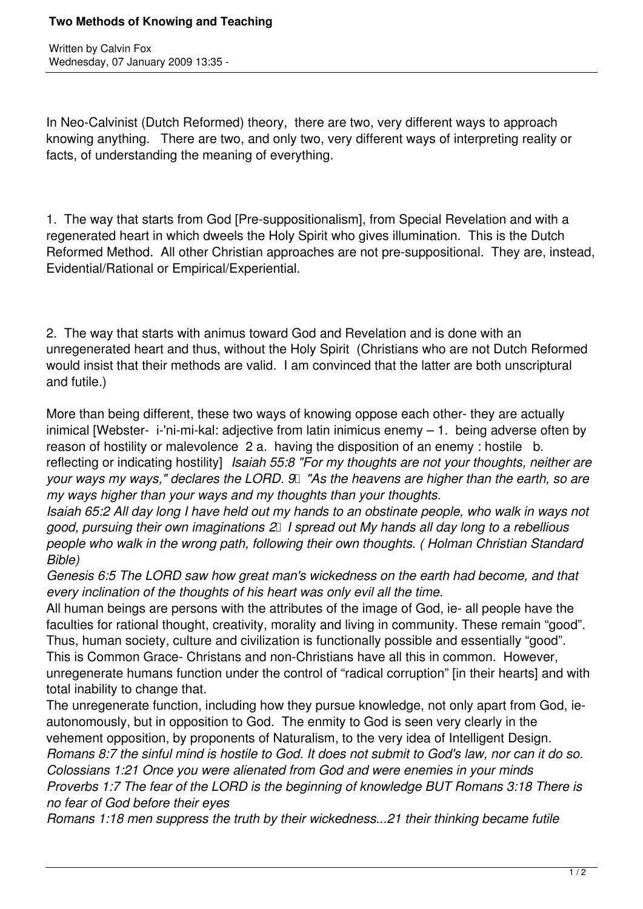# Two Methods of Knowing and Teaching

Written by Calvin Fox
Wednesday, 07 January 2009 13:35 -

In Neo-Calvinist (Dutch Reformed) theory, there are two, very different ways to approach knowing anything. There are two, and only two, very different ways of interpreting reality or facts, of understanding the meaning of everything.

1. The way that starts from God [Pre-suppositionalism], from Special Revelation and with a regenerated heart in which dweels the Holy Spirit who gives illumination. This is the Dutch Reformed Method. All other Christian approaches are not pre-suppositional. They are, instead, Evidential/Rational or Empirical/Experiential.

2. The way that starts with animus toward God and Revelation and is done with an unregenerated heart and thus, without the Holy Spirit (Christians who are not Dutch Reformed would insist that their methods are valid. I am convinced that the latter are both unscriptural and futile.)

More than being different, these two ways of knowing oppose each other- they are actually inimical [Webster- i-'ni-mi-kal: adjective from latin inimicus enemy – 1. being adverse often by reason of hostility or malevolence 2 a. having the disposition of an enemy : hostile b. reflecting or indicating hostility] *Isaiah 55:8 "For my thoughts are not your thoughts, neither are your ways my ways," declares the LORD. 9 "As the heavens are higher than the earth, so are my ways higher than your ways and my thoughts than your thoughts.*
*Isaiah 65:2 All day long I have held out my hands to an obstinate people, who walk in ways not good, pursuing their own imaginations 2 I spread out My hands all day long to a rebellious people who walk in the wrong path, following their own thoughts. ( Holman Christian Standard Bible)*
*Genesis 6:5 The LORD saw how great man's wickedness on the earth had become, and that every inclination of the thoughts of his heart was only evil all the time.*
All human beings are persons with the attributes of the image of God, ie- all people have the faculties for rational thought, creativity, morality and living in community. These remain "good". Thus, human society, culture and civilization is functionally possible and essentially "good". This is Common Grace- Christans and non-Christians have all this in common. However, unregenerate humans function under the control of "radical corruption" [in their hearts] and with total inability to change that.
The unregenerate function, including how they pursue knowledge, not only apart from God, ie- autonomously, but in opposition to God. The enmity to God is seen very clearly in the vehement opposition, by proponents of Naturalism, to the very idea of Intelligent Design.
*Romans 8:7 the sinful mind is hostile to God. It does not submit to God's law, nor can it do so.*
*Colossians 1:21 Once you were alienated from God and were enemies in your minds*
*Proverbs 1:7 The fear of the LORD is the beginning of knowledge BUT Romans 3:18 There is no fear of God before their eyes*
*Romans 1:18 men suppress the truth by their wickedness...21 their thinking became futile*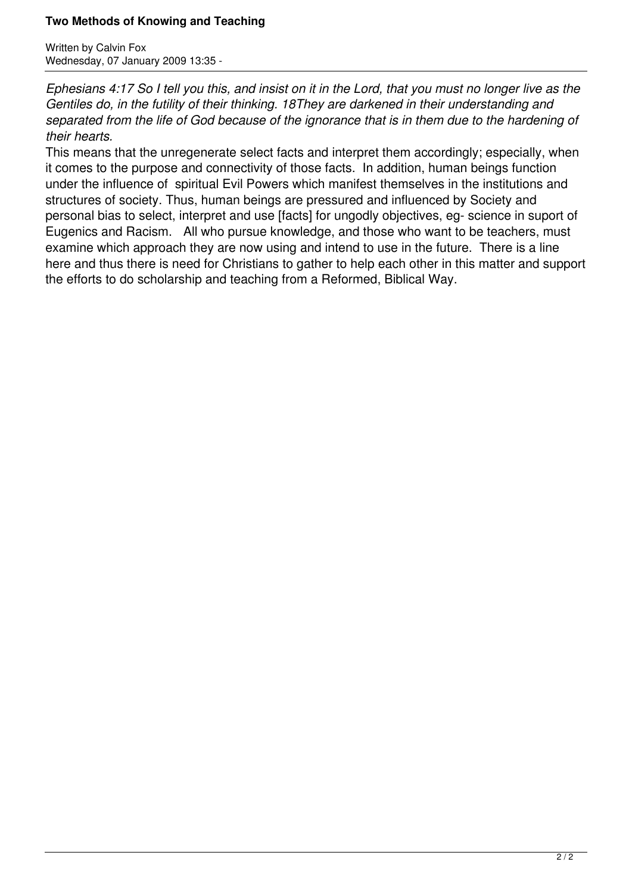*Ephesians 4:17 So I tell you this, and insist on it in the Lord, that you must no longer live as the Gentiles do, in the futility of their thinking. 18They are darkened in their understanding and separated from the life of God because of the ignorance that is in them due to the hardening of their hearts.*

This means that the unregenerate select facts and interpret them accordingly; especially, when it comes to the purpose and connectivity of those facts. In addition, human beings function under the influence of spiritual Evil Powers which manifest themselves in the institutions and structures of society. Thus, human beings are pressured and influenced by Society and personal bias to select, interpret and use [facts] for ungodly objectives, eg- science in suport of Eugenics and Racism. All who pursue knowledge, and those who want to be teachers, must examine which approach they are now using and intend to use in the future. There is a line here and thus there is need for Christians to gather to help each other in this matter and support the efforts to do scholarship and teaching from a Reformed, Biblical Way.